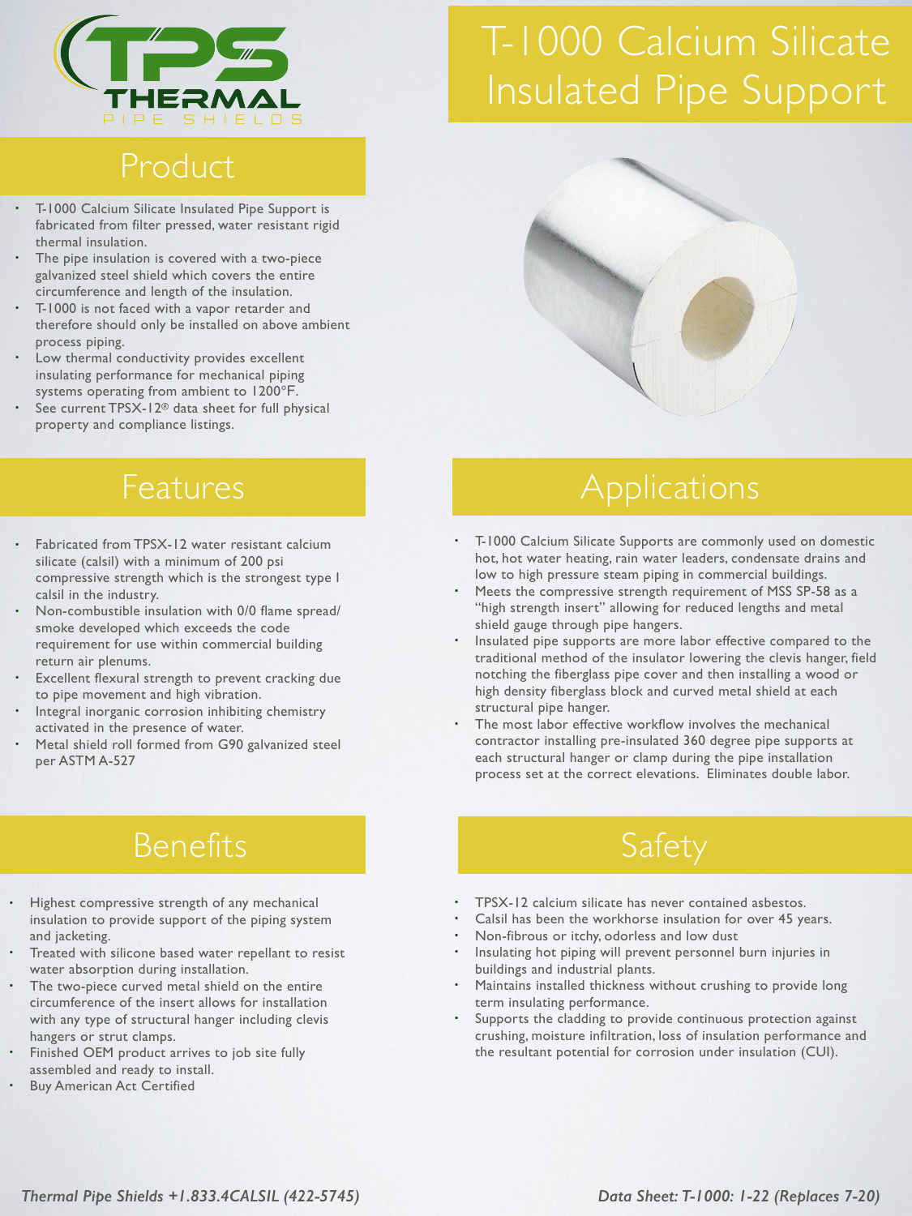# T-1000 Calcium Silicate Insulated Pipe Support

TPS THERMAL PIPE SHIELDS

## Product

- T-1000 Calcium Silicate Insulated Pipe Support is fabricated from filter pressed, water resistant rigid thermal insulation.
- The pipe insulation is covered with a two-piece galvanized steel shield which covers the entire circumference and length of the insulation.
- T-1000 is not faced with a vapor retarder and therefore should only be installed on above ambient process piping.
- Low thermal conductivity provides excellent insulating performance for mechanical piping systems operating from ambient to 1200°F.
- See current TPSX-12® data sheet for full physical property and compliance listings.

## Features

- Fabricated from TPSX-12 water resistant calcium silicate (calsil) with a minimum of 200 psi compressive strength which is the strongest type I calsil in the industry.
- Non-combustible insulation with 0/0 flame spread/smoke developed which exceeds the code requirement for use within commercial building return air plenums.
- Excellent flexural strength to prevent cracking due to pipe movement and high vibration.
- Integral inorganic corrosion inhibiting chemistry activated in the presence of water.
- Metal shield roll formed from G90 galvanized steel per ASTM A-527

## Benefits

- Highest compressive strength of any mechanical insulation to provide support of the piping system and jacketing.
- Treated with silicone based water repellant to resist water absorption during installation.
- The two-piece curved metal shield on the entire circumference of the insert allows for installation with any type of structural hanger including clevis hangers or strut clamps.
- Finished OEM product arrives to job site fully assembled and ready to install.
- Buy American Act Certified

## Applications

- T-1000 Calcium Silicate Supports are commonly used on domestic hot, hot water heating, rain water leaders, condensate drains and low to high pressure steam piping in commercial buildings.
- Meets the compressive strength requirement of MSS SP-58 as a "high strength insert" allowing for reduced lengths and metal shield gauge through pipe hangers.
- Insulated pipe supports are more labor effective compared to the traditional method of the insulator lowering the clevis hanger, field notching the fiberglass pipe cover and then installing a wood or high density fiberglass block and curved metal shield at each structural pipe hanger.
- The most labor effective workflow involves the mechanical contractor installing pre-insulated 360 degree pipe supports at each structural hanger or clamp during the pipe installation process set at the correct elevations. Eliminates double labor.

## Safety

- TPSX-12 calcium silicate has never contained asbestos.
- Calsil has been the workhorse insulation for over 45 years.
- Non-fibrous or itchy, odorless and low dust
- Insulating hot piping will prevent personnel burn injuries in buildings and industrial plants.
- Maintains installed thickness without crushing to provide long term insulating performance.
- Supports the cladding to provide continuous protection against crushing, moisture infiltration, loss of insulation performance and the resultant potential for corrosion under insulation (CUI).

*Thermal Pipe Shields +1.833.4CALSIL (422-5745)*

*Data Sheet: T-1000: 1-22 (Replaces 7-20)*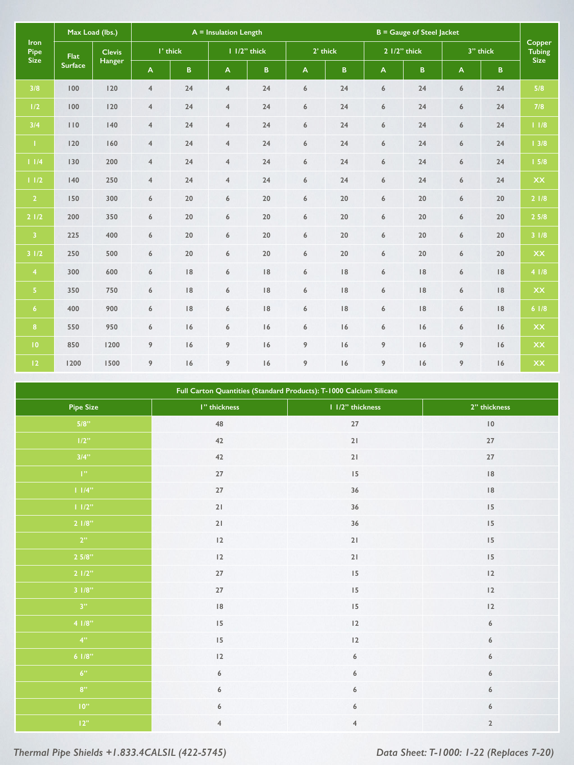| Iron Pipe Size | Max Load (lbs.) | | A = Insulation Length B = Gauge of Steel Jacket | | | | | | | | | | Copper Tubing Size |
|---|---|---|---|---|---|---|---|---|---|---|---|---|---|
| | Flat Surface | Clevis Hanger | 1' thick | | 1 1/2" thick | | 2' thick | | 2 1/2" thick | | 3" thick | | |
| | | | A | B | A | B | A | B | A | B | A | B | |
| 3/8 | 100 | 120 | 4 | 24 | 4 | 24 | 6 | 24 | 6 | 24 | 6 | 24 | 5/8 |
| 1/2 | 100 | 120 | 4 | 24 | 4 | 24 | 6 | 24 | 6 | 24 | 6 | 24 | 7/8 |
| 3/4 | 110 | 140 | 4 | 24 | 4 | 24 | 6 | 24 | 6 | 24 | 6 | 24 | 1 1/8 |
| 1 | 120 | 160 | 4 | 24 | 4 | 24 | 6 | 24 | 6 | 24 | 6 | 24 | 1 3/8 |
| 1 1/4 | 130 | 200 | 4 | 24 | 4 | 24 | 6 | 24 | 6 | 24 | 6 | 24 | 1 5/8 |
| 1 1/2 | 140 | 250 | 4 | 24 | 4 | 24 | 6 | 24 | 6 | 24 | 6 | 24 | XX |
| 2 | 150 | 300 | 6 | 20 | 6 | 20 | 6 | 20 | 6 | 20 | 6 | 20 | 2 1/8 |
| 2 1/2 | 200 | 350 | 6 | 20 | 6 | 20 | 6 | 20 | 6 | 20 | 6 | 20 | 2 5/8 |
| 3 | 225 | 400 | 6 | 20 | 6 | 20 | 6 | 20 | 6 | 20 | 6 | 20 | 3 1/8 |
| 3 1/2 | 250 | 500 | 6 | 20 | 6 | 20 | 6 | 20 | 6 | 20 | 6 | 20 | XX |
| 4 | 300 | 600 | 6 | 18 | 6 | 18 | 6 | 18 | 6 | 18 | 6 | 18 | 4 1/8 |
| 5 | 350 | 750 | 6 | 18 | 6 | 18 | 6 | 18 | 6 | 18 | 6 | 18 | XX |
| 6 | 400 | 900 | 6 | 18 | 6 | 18 | 6 | 18 | 6 | 18 | 6 | 18 | 6 1/8 |
| 8 | 550 | 950 | 6 | 16 | 6 | 16 | 6 | 16 | 6 | 16 | 6 | 16 | XX |
| 10 | 850 | 1200 | 9 | 16 | 9 | 16 | 9 | 16 | 9 | 16 | 9 | 16 | XX |
| 12 | 1200 | 1500 | 9 | 16 | 9 | 16 | 9 | 16 | 9 | 16 | 9 | 16 | XX |

| Full Carton Quantities (Standard Products): T-1000 Calcium Silicate | | | |
|---|---|---|---|
| Pipe Size | 1" thickness | 1 1/2" thickness | 2" thickness |
| 5/8" | 48 | 27 | 10 |
| 1/2" | 42 | 21 | 27 |
| 3/4" | 42 | 21 | 27 |
| 1" | 27 | 15 | 18 |
| 1 1/4" | 27 | 36 | 18 |
| 1 1/2" | 21 | 36 | 15 |
| 2 1/8" | 21 | 36 | 15 |
| 2" | 12 | 21 | 15 |
| 2 5/8" | 12 | 21 | 15 |
| 2 1/2" | 27 | 15 | 12 |
| 3 1/8" | 27 | 15 | 12 |
| 3" | 18 | 15 | 12 |
| 4 1/8" | 15 | 12 | 6 |
| 4" | 15 | 12 | 6 |
| 6 1/8" | 12 | 6 | 6 |
| 6" | 6 | 6 | 6 |
| 8" | 6 | 6 | 6 |
| 10" | 6 | 6 | 6 |
| 12" | 4 | 4 | 2 |

*Thermal Pipe Shields +1.833.4CALSIL (422-5745)*

*Data Sheet: T-1000: 1-22 (Replaces 7-20)*